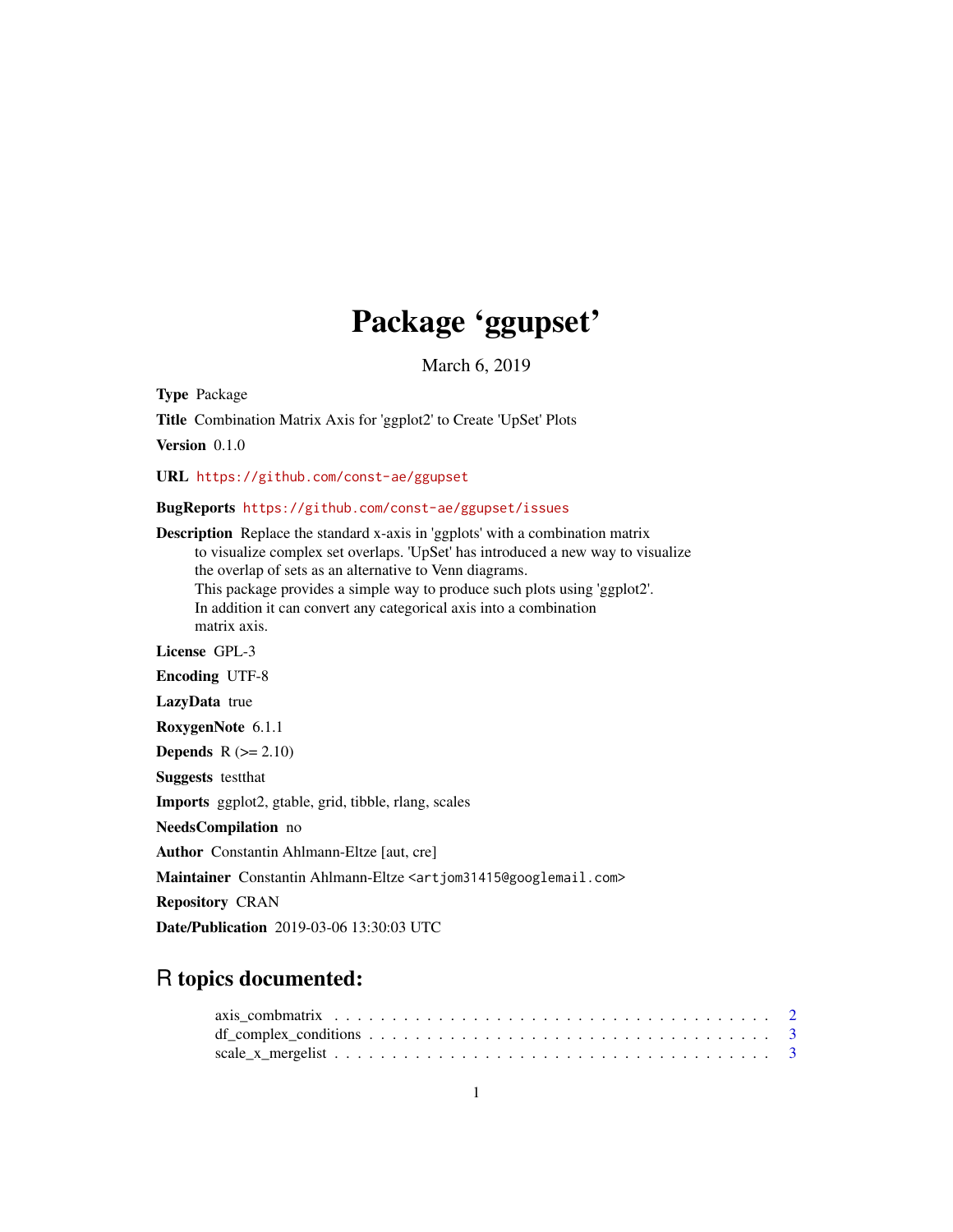# Package 'ggupset'

March 6, 2019

**Type** Package

**Title** Combination Matrix Axis for 'ggplot2' to Create 'UpSet' Plots

**Version** 0.1.0

**URL** https://github.com/const-ae/ggupset

**BugReports** https://github.com/const-ae/ggupset/issues

**Description** Replace the standard x-axis in 'ggplots' with a combination matrix to visualize complex set overlaps. 'UpSet' has introduced a new way to visualize the overlap of sets as an alternative to Venn diagrams. This package provides a simple way to produce such plots using 'ggplot2'. In addition it can convert any categorical axis into a combination matrix axis.

**License** GPL-3

**Encoding** UTF-8

**LazyData** true

**RoxygenNote** 6.1.1

**Depends** R (>= 2.10)

**Suggests** testthat

**Imports** ggplot2, gtable, grid, tibble, rlang, scales

**NeedsCompilation** no

**Author** Constantin Ahlmann-Eltze [aut, cre]

**Maintainer** Constantin Ahlmann-Eltze <artjom31415@googlemail.com>

**Repository** CRAN

**Date/Publication** 2019-03-06 13:30:03 UTC

## R topics documented:

- axis_combmatrix . . . . . . . . . . . . . . . . . . . . . . . . . . . . . . . . . . . 2
- df_complex_conditions . . . . . . . . . . . . . . . . . . . . . . . . . . . . . . . 3
- scale_x_mergelist . . . . . . . . . . . . . . . . . . . . . . . . . . . . . . . . . . 3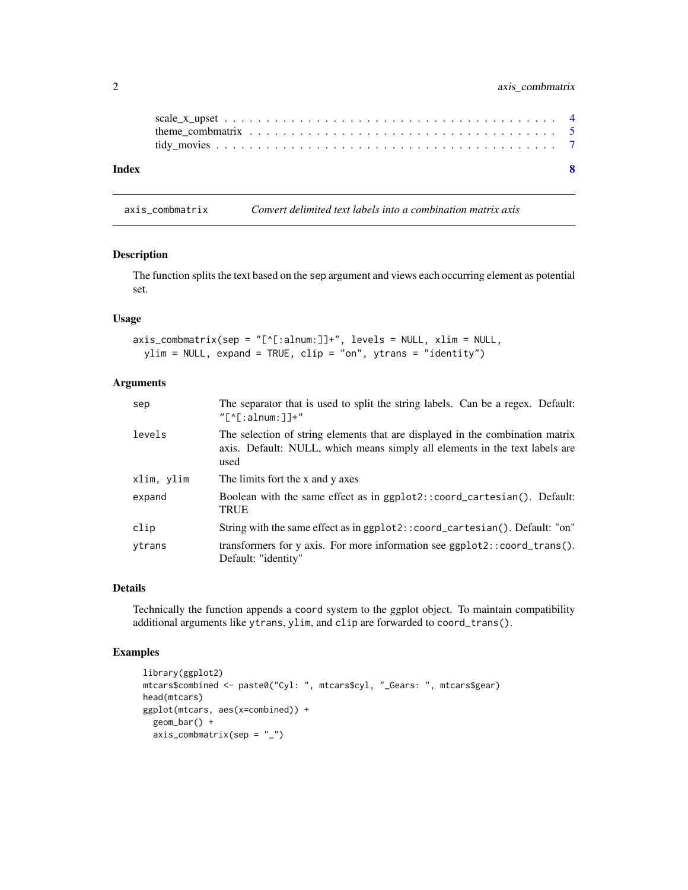scale_x_upset . . . . . . . . . . . . . . . . . . . . . . . . . . . . . . . . . . . . 4
theme_combmatrix . . . . . . . . . . . . . . . . . . . . . . . . . . . . . . . . . . 5
tidy_movies . . . . . . . . . . . . . . . . . . . . . . . . . . . . . . . . . . . . . 7

**Index** **8**

---

`axis_combmatrix` *Convert delimited text labels into a combination matrix axis*

---

## Description

The function splits the text based on the sep argument and views each occurring element as potential set.

## Usage

```
axis_combmatrix(sep = "[^[:alnum:]]+", levels = NULL, xlim = NULL,
  ylim = NULL, expand = TRUE, clip = "on", ytrans = "identity")
```

## Arguments

| | |
|---|---|
| `sep` | The separator that is used to split the string labels. Can be a regex. Default: `"[^[:alnum:]]+"` |
| `levels` | The selection of string elements that are displayed in the combination matrix axis. Default: NULL, which means simply all elements in the text labels are used |
| `xlim, ylim` | The limits fort the x and y axes |
| `expand` | Boolean with the same effect as in `ggplot2::coord_cartesian()`. Default: TRUE |
| `clip` | String with the same effect as in `ggplot2::coord_cartesian()`. Default: "on" |
| `ytrans` | transformers for y axis. For more information see `ggplot2::coord_trans()`. Default: "identity" |

## Details

Technically the function appends a `coord` system to the ggplot object. To maintain compatibility additional arguments like `ytrans`, `ylim`, and `clip` are forwarded to `coord_trans()`.

## Examples

```
library(ggplot2)
mtcars$combined <- paste0("Cyl: ", mtcars$cyl, "_Gears: ", mtcars$gear)
head(mtcars)
ggplot(mtcars, aes(x=combined)) +
  geom_bar() +
  axis_combmatrix(sep = "_")
```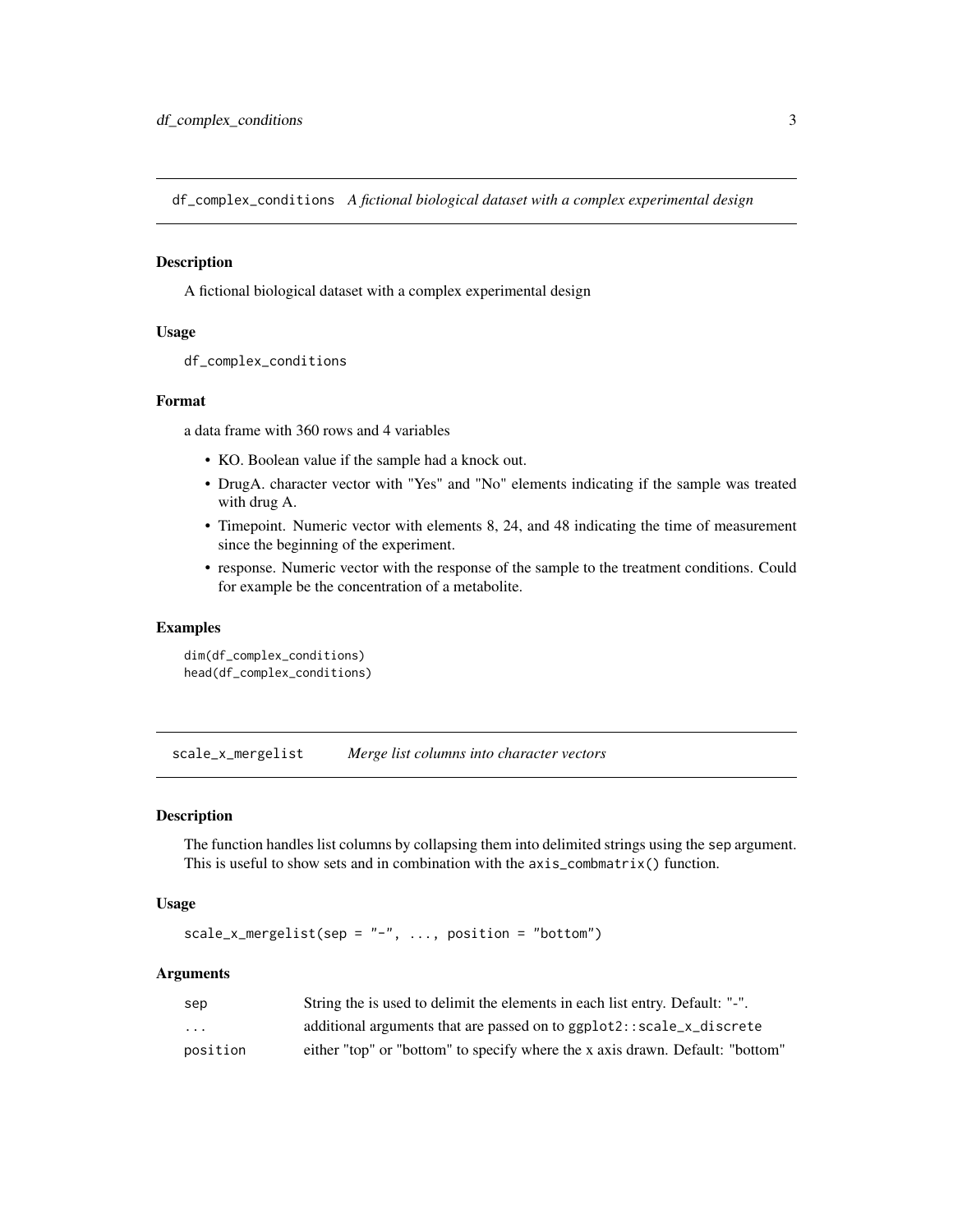## df_complex_conditions *A fictional biological dataset with a complex experimental design*

### Description

A fictional biological dataset with a complex experimental design

### Usage

```
df_complex_conditions
```

### Format

a data frame with 360 rows and 4 variables

- KO. Boolean value if the sample had a knock out.
- DrugA. character vector with "Yes" and "No" elements indicating if the sample was treated with drug A.
- Timepoint. Numeric vector with elements 8, 24, and 48 indicating the time of measurement since the beginning of the experiment.
- response. Numeric vector with the response of the sample to the treatment conditions. Could for example be the concentration of a metabolite.

### Examples

```
dim(df_complex_conditions)
head(df_complex_conditions)
```

## scale_x_mergelist *Merge list columns into character vectors*

### Description

The function handles list columns by collapsing them into delimited strings using the `sep` argument. This is useful to show sets and in combination with the `axis_combmatrix()` function.

### Usage

```
scale_x_mergelist(sep = "-", ..., position = "bottom")
```

### Arguments

| | |
|---|---|
| `sep` | String the is used to delimit the elements in each list entry. Default: "-". |
| `...` | additional arguments that are passed on to `ggplot2::scale_x_discrete` |
| `position` | either "top" or "bottom" to specify where the x axis drawn. Default: "bottom" |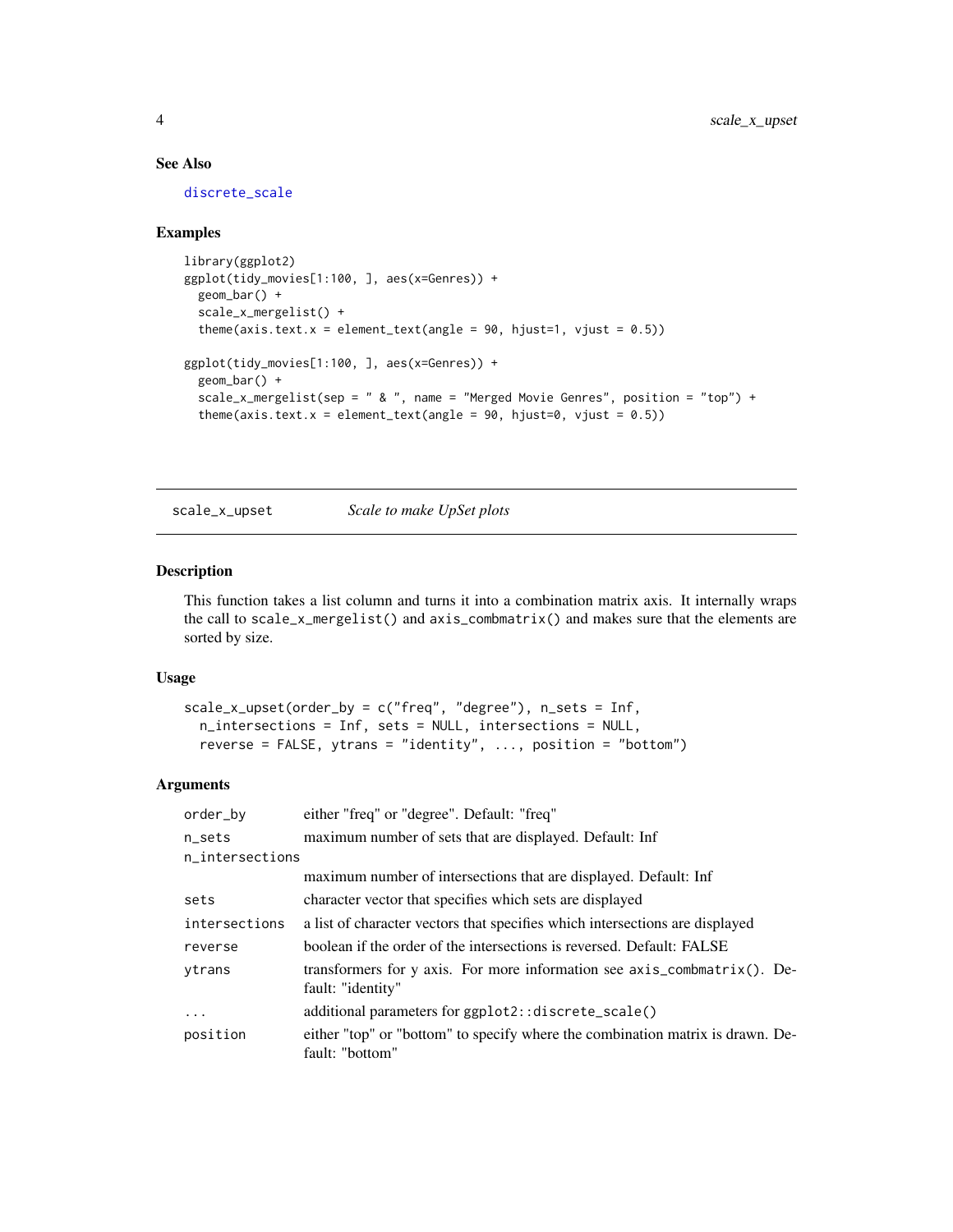## See Also

discrete_scale

## Examples

```
library(ggplot2)
ggplot(tidy_movies[1:100, ], aes(x=Genres)) +
  geom_bar() +
  scale_x_mergelist() +
  theme(axis.text.x = element_text(angle = 90, hjust=1, vjust = 0.5))

ggplot(tidy_movies[1:100, ], aes(x=Genres)) +
  geom_bar() +
  scale_x_mergelist(sep = " & ", name = "Merged Movie Genres", position = "top") +
  theme(axis.text.x = element_text(angle = 90, hjust=0, vjust = 0.5))
```

---

# scale_x_upset — *Scale to make UpSet plots*

## Description

This function takes a list column and turns it into a combination matrix axis. It internally wraps the call to `scale_x_mergelist()` and `axis_combmatrix()` and makes sure that the elements are sorted by size.

## Usage

```
scale_x_upset(order_by = c("freq", "degree"), n_sets = Inf,
  n_intersections = Inf, sets = NULL, intersections = NULL,
  reverse = FALSE, ytrans = "identity", ..., position = "bottom")
```

## Arguments

| Argument | Description |
|---|---|
| `order_by` | either "freq" or "degree". Default: "freq" |
| `n_sets` | maximum number of sets that are displayed. Default: Inf |
| `n_intersections` | maximum number of intersections that are displayed. Default: Inf |
| `sets` | character vector that specifies which sets are displayed |
| `intersections` | a list of character vectors that specifies which intersections are displayed |
| `reverse` | boolean if the order of the intersections is reversed. Default: FALSE |
| `ytrans` | transformers for y axis. For more information see `axis_combmatrix()`. Default: "identity" |
| `...` | additional parameters for `ggplot2::discrete_scale()` |
| `position` | either "top" or "bottom" to specify where the combination matrix is drawn. Default: "bottom" |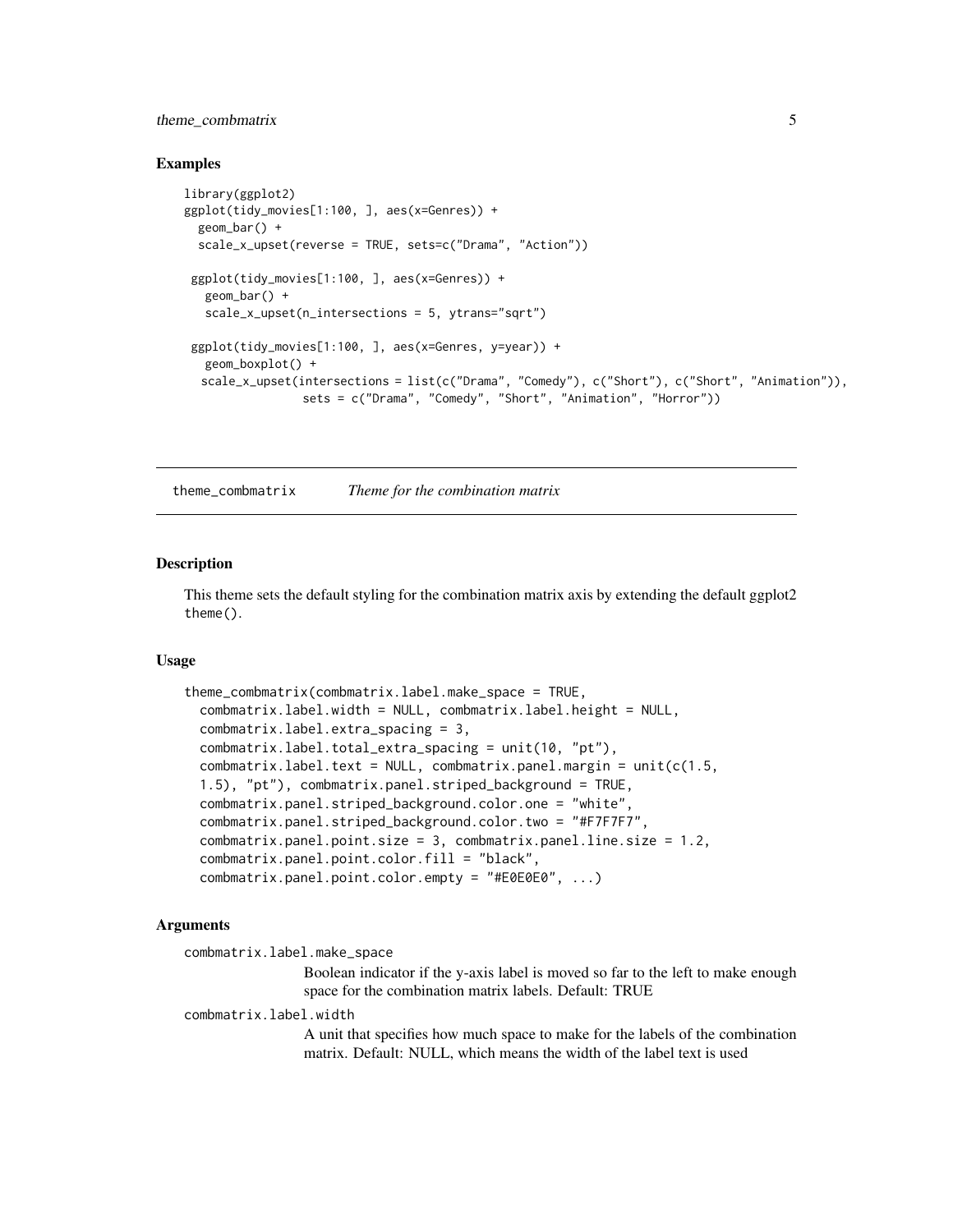### Examples

```
library(ggplot2)
ggplot(tidy_movies[1:100, ], aes(x=Genres)) +
  geom_bar() +
  scale_x_upset(reverse = TRUE, sets=c("Drama", "Action"))

 ggplot(tidy_movies[1:100, ], aes(x=Genres)) +
   geom_bar() +
   scale_x_upset(n_intersections = 5, ytrans="sqrt")

 ggplot(tidy_movies[1:100, ], aes(x=Genres, y=year)) +
   geom_boxplot() +
  scale_x_upset(intersections = list(c("Drama", "Comedy"), c("Short"), c("Short", "Animation")),
                sets = c("Drama", "Comedy", "Short", "Animation", "Horror"))
```

---

## theme_combmatrix *Theme for the combination matrix*

### Description

This theme sets the default styling for the combination matrix axis by extending the default ggplot2 theme().

### Usage

```
theme_combmatrix(combmatrix.label.make_space = TRUE,
  combmatrix.label.width = NULL, combmatrix.label.height = NULL,
  combmatrix.label.extra_spacing = 3,
  combmatrix.label.total_extra_spacing = unit(10, "pt"),
  combmatrix.label.text = NULL, combmatrix.panel.margin = unit(c(1.5,
  1.5), "pt"), combmatrix.panel.striped_background = TRUE,
  combmatrix.panel.striped_background.color.one = "white",
  combmatrix.panel.striped_background.color.two = "#F7F7F7",
  combmatrix.panel.point.size = 3, combmatrix.panel.line.size = 1.2,
  combmatrix.panel.point.color.fill = "black",
  combmatrix.panel.point.color.empty = "#E0E0E0", ...)
```

### Arguments

`combmatrix.label.make_space`
: Boolean indicator if the y-axis label is moved so far to the left to make enough space for the combination matrix labels. Default: TRUE

`combmatrix.label.width`
: A unit that specifies how much space to make for the labels of the combination matrix. Default: NULL, which means the width of the label text is used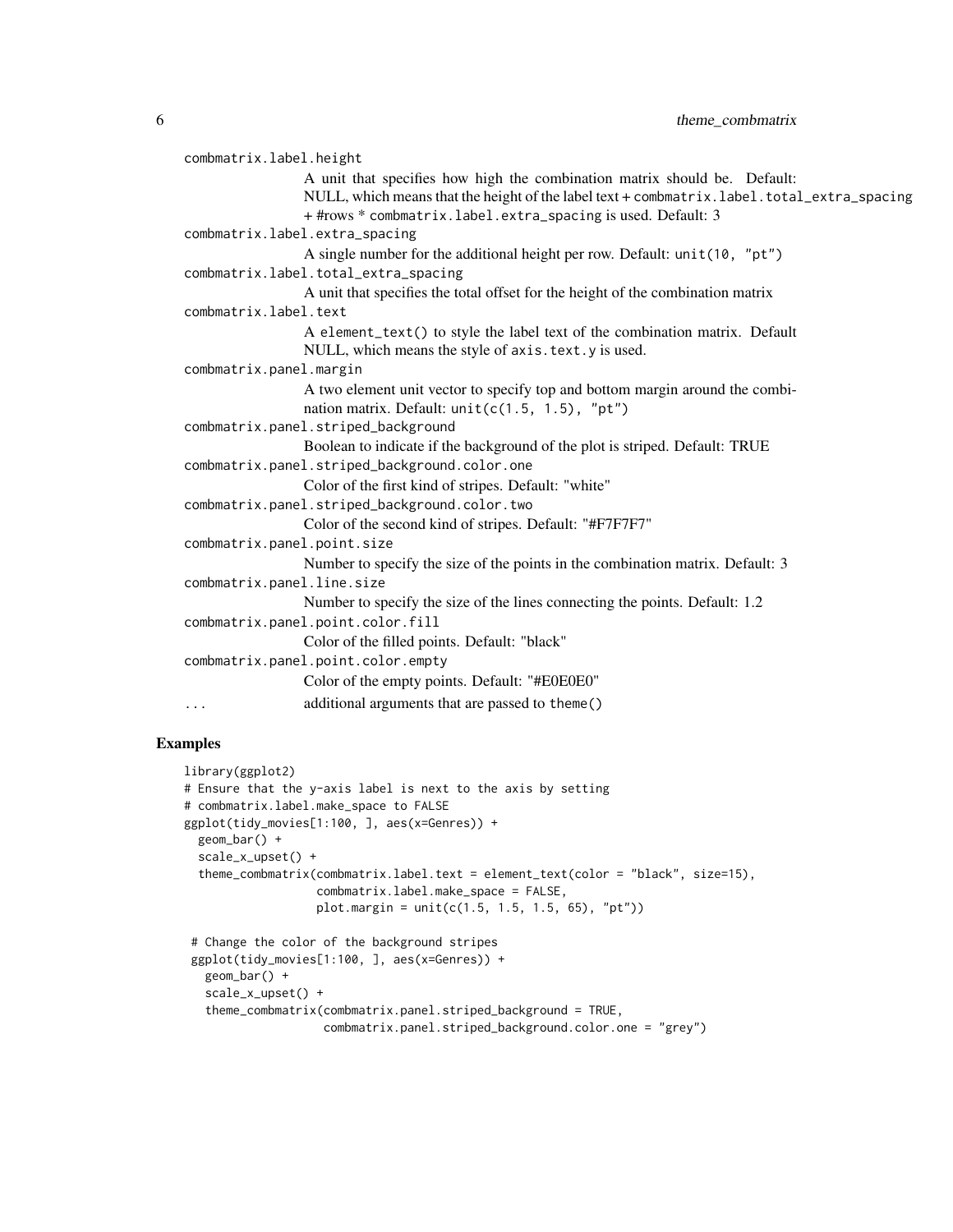`combmatrix.label.height`
: A unit that specifies how high the combination matrix should be. Default: NULL, which means that the height of the label text + `combmatrix.label.total_extra_spacing` + #rows * `combmatrix.label.extra_spacing` is used. Default: 3

`combmatrix.label.extra_spacing`
: A single number for the additional height per row. Default: `unit(10, "pt")`

`combmatrix.label.total_extra_spacing`
: A unit that specifies the total offset for the height of the combination matrix

`combmatrix.label.text`
: A `element_text()` to style the label text of the combination matrix. Default NULL, which means the style of `axis.text.y` is used.

`combmatrix.panel.margin`
: A two element unit vector to specify top and bottom margin around the combination matrix. Default: `unit(c(1.5, 1.5), "pt")`

`combmatrix.panel.striped_background`
: Boolean to indicate if the background of the plot is striped. Default: TRUE

`combmatrix.panel.striped_background.color.one`
: Color of the first kind of stripes. Default: "white"

`combmatrix.panel.striped_background.color.two`
: Color of the second kind of stripes. Default: "#F7F7F7"

`combmatrix.panel.point.size`
: Number to specify the size of the points in the combination matrix. Default: 3

`combmatrix.panel.line.size`
: Number to specify the size of the lines connecting the points. Default: 1.2

`combmatrix.panel.point.color.fill`
: Color of the filled points. Default: "black"

`combmatrix.panel.point.color.empty`
: Color of the empty points. Default: "#E0E0E0"

`...`
: additional arguments that are passed to `theme()`

## Examples

```
library(ggplot2)
# Ensure that the y-axis label is next to the axis by setting
# combmatrix.label.make_space to FALSE
ggplot(tidy_movies[1:100, ], aes(x=Genres)) +
  geom_bar() +
  scale_x_upset() +
  theme_combmatrix(combmatrix.label.text = element_text(color = "black", size=15),
                   combmatrix.label.make_space = FALSE,
                   plot.margin = unit(c(1.5, 1.5, 1.5, 65), "pt"))

 # Change the color of the background stripes
 ggplot(tidy_movies[1:100, ], aes(x=Genres)) +
   geom_bar() +
   scale_x_upset() +
   theme_combmatrix(combmatrix.panel.striped_background = TRUE,
                    combmatrix.panel.striped_background.color.one = "grey")
```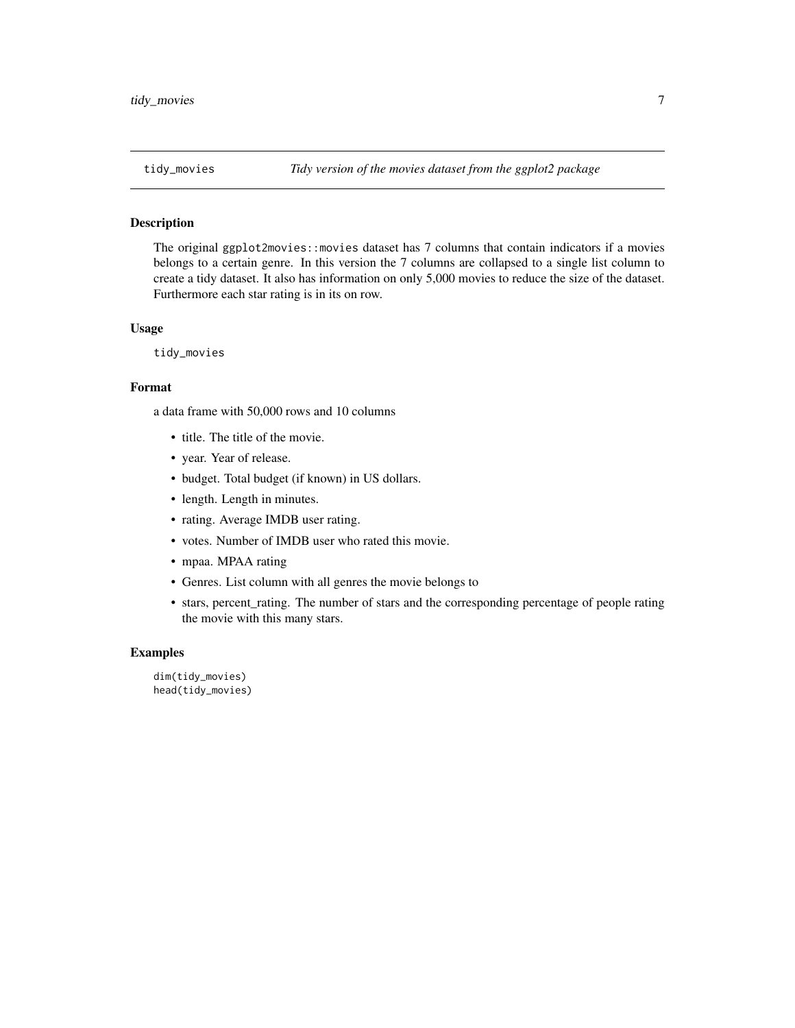## tidy_movies — *Tidy version of the movies dataset from the ggplot2 package*

### Description

The original `ggplot2movies::movies` dataset has 7 columns that contain indicators if a movies belongs to a certain genre. In this version the 7 columns are collapsed to a single list column to create a tidy dataset. It also has information on only 5,000 movies to reduce the size of the dataset. Furthermore each star rating is in its on row.

### Usage

```
tidy_movies
```

### Format

a data frame with 50,000 rows and 10 columns

- title. The title of the movie.
- year. Year of release.
- budget. Total budget (if known) in US dollars.
- length. Length in minutes.
- rating. Average IMDB user rating.
- votes. Number of IMDB user who rated this movie.
- mpaa. MPAA rating
- Genres. List column with all genres the movie belongs to
- stars, percent_rating. The number of stars and the corresponding percentage of people rating the movie with this many stars.

### Examples

```
dim(tidy_movies)
head(tidy_movies)
```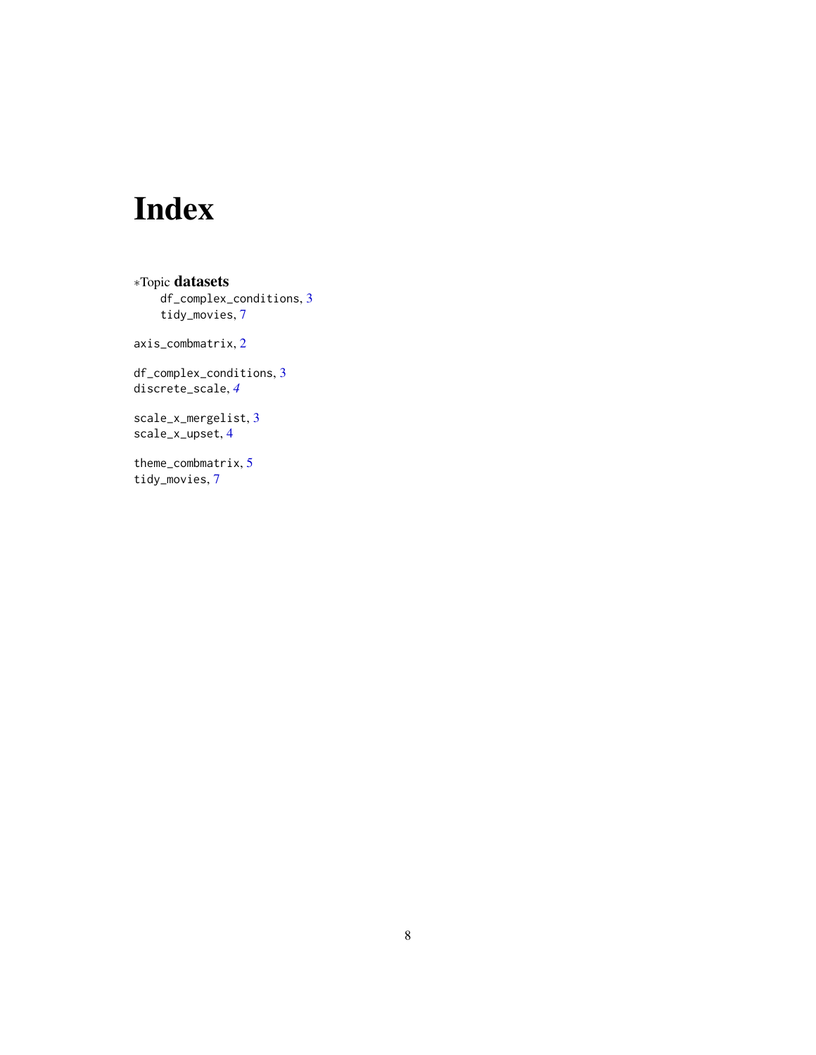# Index

∗Topic **datasets**

- df_complex_conditions, 3
- tidy_movies, 7

axis_combmatrix, 2

df_complex_conditions, 3
discrete_scale, *4*

scale_x_mergelist, 3
scale_x_upset, 4

theme_combmatrix, 5
tidy_movies, 7